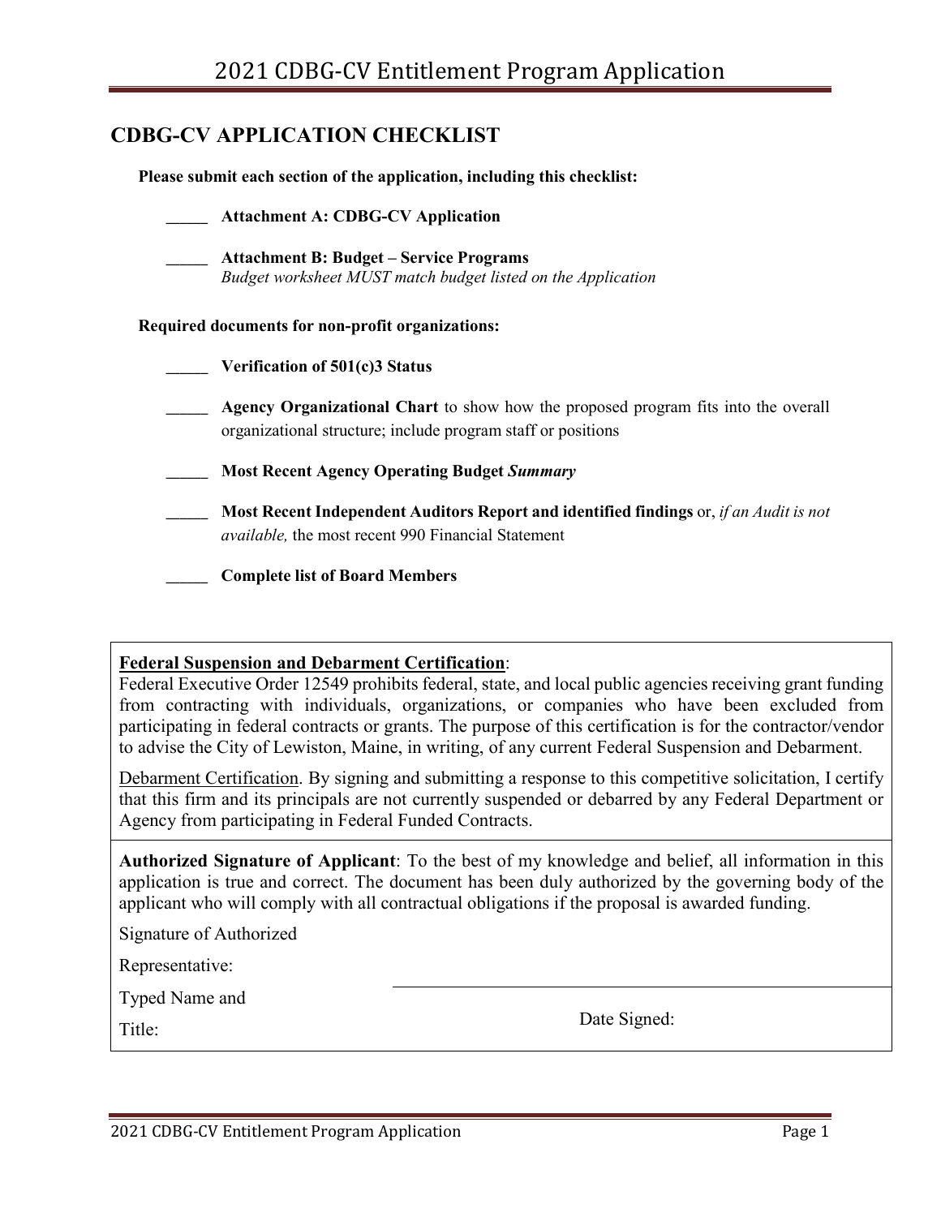## CDBG-CV APPLICATION CHECKLIST

**Please submit each section of the application, including this checklist:**

_____ **Attachment A: CDBG-CV Application**

_____ **Attachment B: Budget – Service Programs**
*Budget worksheet MUST match budget listed on the Application*

**Required documents for non-profit organizations:**

_____ **Verification of 501(c)3 Status**

_____ **Agency Organizational Chart** to show how the proposed program fits into the overall organizational structure; include program staff or positions

_____ **Most Recent Agency Operating Budget *Summary***

_____ **Most Recent Independent Auditors Report and identified findings** or, *if an Audit is not available,* the most recent 990 Financial Statement

_____ **Complete list of Board Members**

**Federal Suspension and Debarment Certification**:
Federal Executive Order 12549 prohibits federal, state, and local public agencies receiving grant funding from contracting with individuals, organizations, or companies who have been excluded from participating in federal contracts or grants. The purpose of this certification is for the contractor/vendor to advise the City of Lewiston, Maine, in writing, of any current Federal Suspension and Debarment.

Debarment Certification. By signing and submitting a response to this competitive solicitation, I certify that this firm and its principals are not currently suspended or debarred by any Federal Department or Agency from participating in Federal Funded Contracts.

**Authorized Signature of Applicant**: To the best of my knowledge and belief, all information in this application is true and correct. The document has been duly authorized by the governing body of the applicant who will comply with all contractual obligations if the proposal is awarded funding.

Signature of Authorized Representative: ______________________________

Typed Name and Title: ______________________________ Date Signed: __________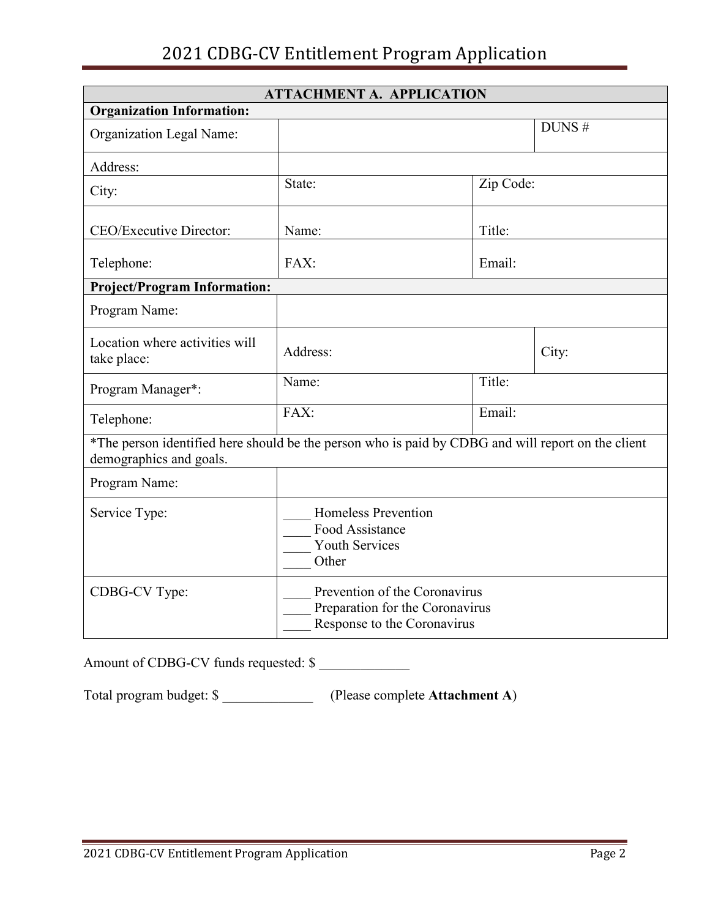| ATTACHMENT A. APPLICATION | | | |
|---|---|---|---|
| **Organization Information:** | | | |
| Organization Legal Name: | | | DUNS # |
| Address: | | | |
| City: | State: | Zip Code: | |
| CEO/Executive Director: | Name: | Title: | |
| Telephone: | FAX: | Email: | |
| **Project/Program Information:** | | | |
| Program Name: | | | |
| Location where activities will take place: | Address: | | City: |
| Program Manager*: | Name: | Title: | |
| Telephone: | FAX: | Email: | |
| *The person identified here should be the person who is paid by CDBG and will report on the client demographics and goals. | | | |
| Program Name: | | | |
| Service Type: | ____ Homeless Prevention<br>____ Food Assistance<br>____ Youth Services<br>____ Other | | |
| CDBG-CV Type: | ____ Prevention of the Coronavirus<br>____ Preparation for the Coronavirus<br>____ Response to the Coronavirus | | |

Amount of CDBG-CV funds requested: $ _____________

Total program budget: $ _____________ (Please complete **Attachment A**)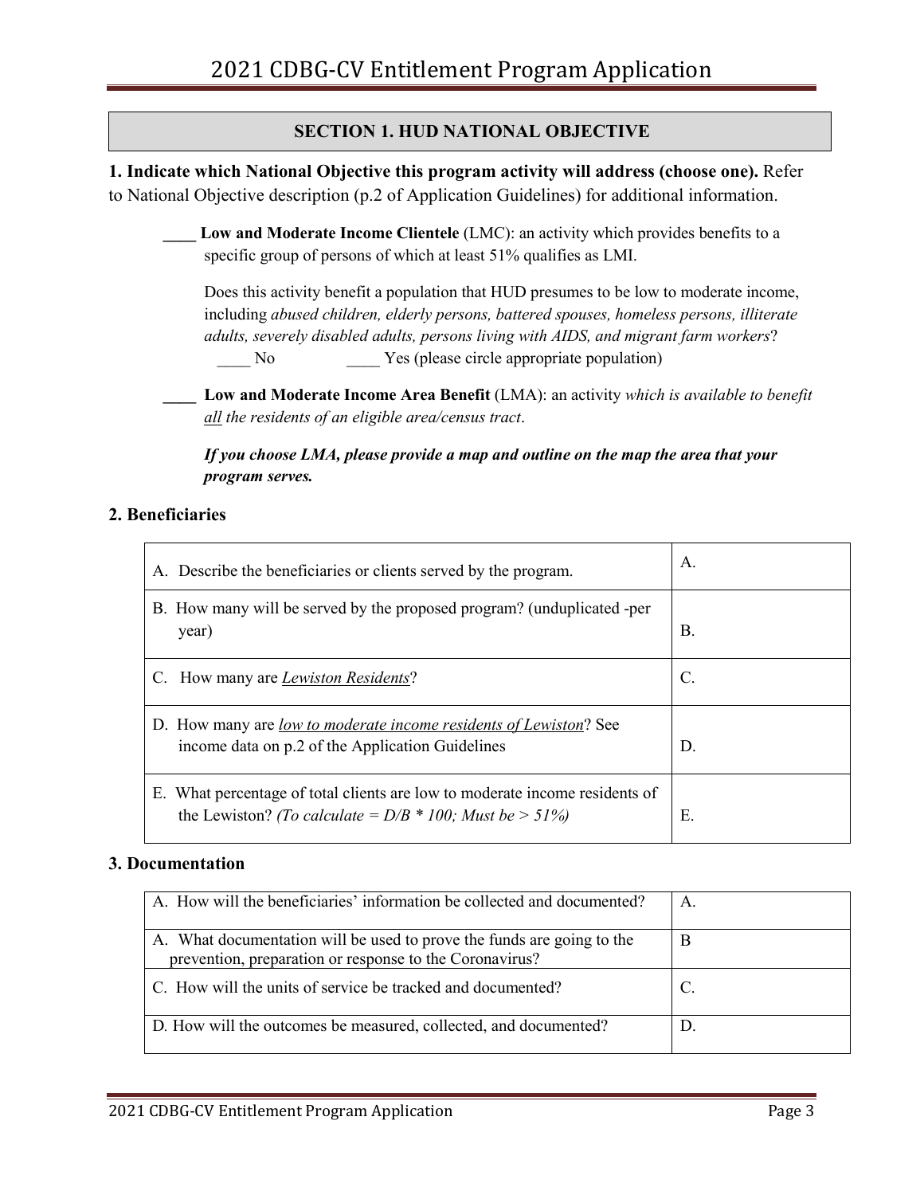## SECTION 1. HUD NATIONAL OBJECTIVE

**1. Indicate which National Objective this program activity will address (choose one).** Refer to National Objective description (p.2 of Application Guidelines) for additional information.

**____ Low and Moderate Income Clientele** (LMC): an activity which provides benefits to a specific group of persons of which at least 51% qualifies as LMI.

Does this activity benefit a population that HUD presumes to be low to moderate income, including *abused children, elderly persons, battered spouses, homeless persons, illiterate adults, severely disabled adults, persons living with AIDS, and migrant farm workers*?

____ No ____ Yes (please circle appropriate population)

**____ Low and Moderate Income Area Benefit** (LMA): an activity *which is available to benefit all the residents of an eligible area/census tract*.

***If you choose LMA, please provide a map and outline on the map the area that your program serves.***

### 2. Beneficiaries

| | |
|---|---|
| A. Describe the beneficiaries or clients served by the program. | A. |
| B. How many will be served by the proposed program? (unduplicated -per year) | B. |
| C. How many are *Lewiston Residents*? | C. |
| D. How many are *low to moderate income residents of Lewiston*? See income data on p.2 of the Application Guidelines | D. |
| E. What percentage of total clients are low to moderate income residents of the Lewiston? *(To calculate = D/B * 100; Must be > 51%)* | E. |

### 3. Documentation

| | |
|---|---|
| A. How will the beneficiaries' information be collected and documented? | A. |
| A. What documentation will be used to prove the funds are going to the prevention, preparation or response to the Coronavirus? | B |
| C. How will the units of service be tracked and documented? | C. |
| D. How will the outcomes be measured, collected, and documented? | D. |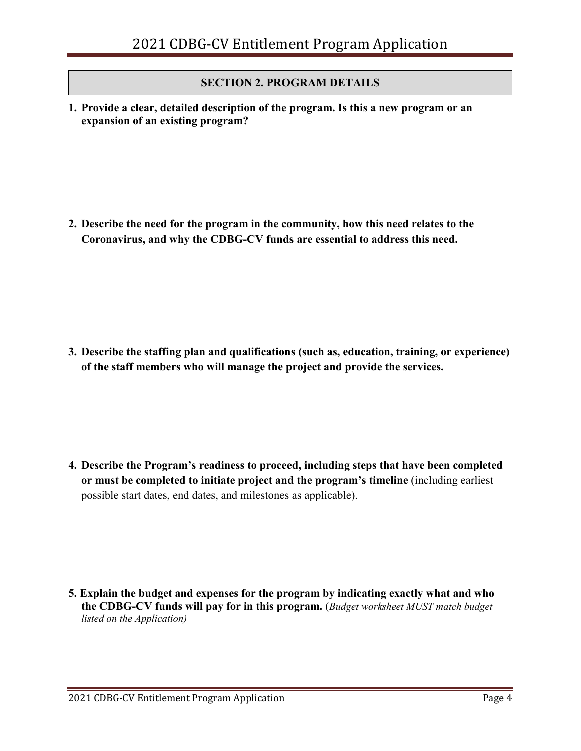## SECTION 2. PROGRAM DETAILS

1. **Provide a clear, detailed description of the program. Is this a new program or an expansion of an existing program?**

2. **Describe the need for the program in the community, how this need relates to the Coronavirus, and why the CDBG-CV funds are essential to address this need.**

3. **Describe the staffing plan and qualifications (such as, education, training, or experience) of the staff members who will manage the project and provide the services.**

4. **Describe the Program's readiness to proceed, including steps that have been completed or must be completed to initiate project and the program's timeline** (including earliest possible start dates, end dates, and milestones as applicable).

5. **Explain the budget and expenses for the program by indicating exactly what and who the CDBG-CV funds will pay for in this program.** (*Budget worksheet MUST match budget listed on the Application)*